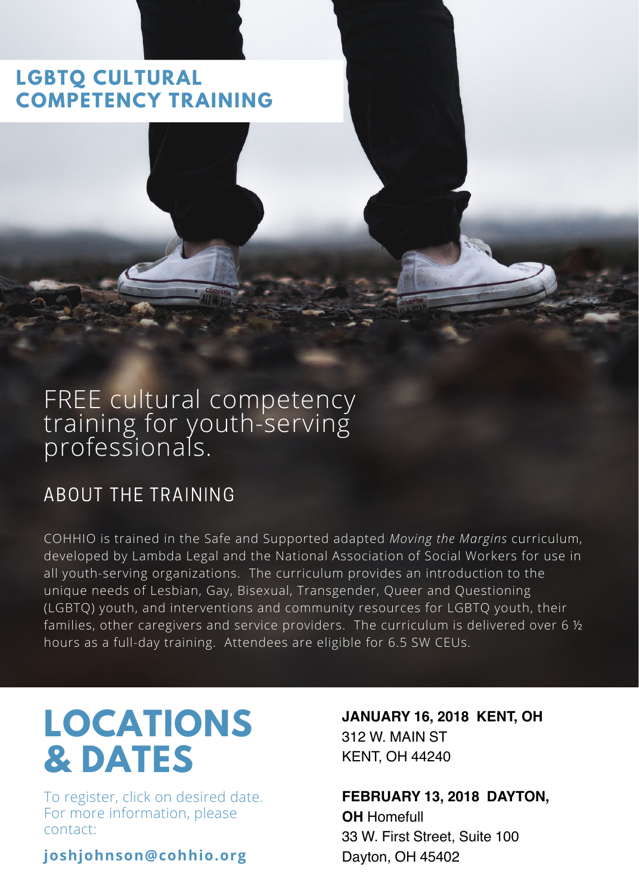# LGBTQ CULTURAL COMPETENCY TRAINING

FREE cultural competency training for youth-serving professionals.

## ABOUT THE TRAINING

COHHIO is trained in the Safe and Supported adapted *Moving the Margins* curriculum, developed by Lambda Legal and the National Association of Social Workers for use in all youth-serving organizations. The curriculum provides an introduction to the unique needs of Lesbian, Gay, Bisexual, Transgender, Queer and Questioning (LGBTQ) youth, and interventions and community resources for LGBTQ youth, their families, other caregivers and service providers. The curriculum is delivered over 6 ½ hours as a full-day training. Attendees are eligible for 6.5 SW CEUs.

## LOCATIONS & DATES

To register, click on desired date. For more information, please contact:

**joshjohnson@cohhio.org**

**JANUARY 16, 2018 KENT, OH**
312 W. MAIN ST
KENT, OH 44240

**FEBRUARY 13, 2018 DAYTON, OH** Homefull
33 W. First Street, Suite 100
Dayton, OH 45402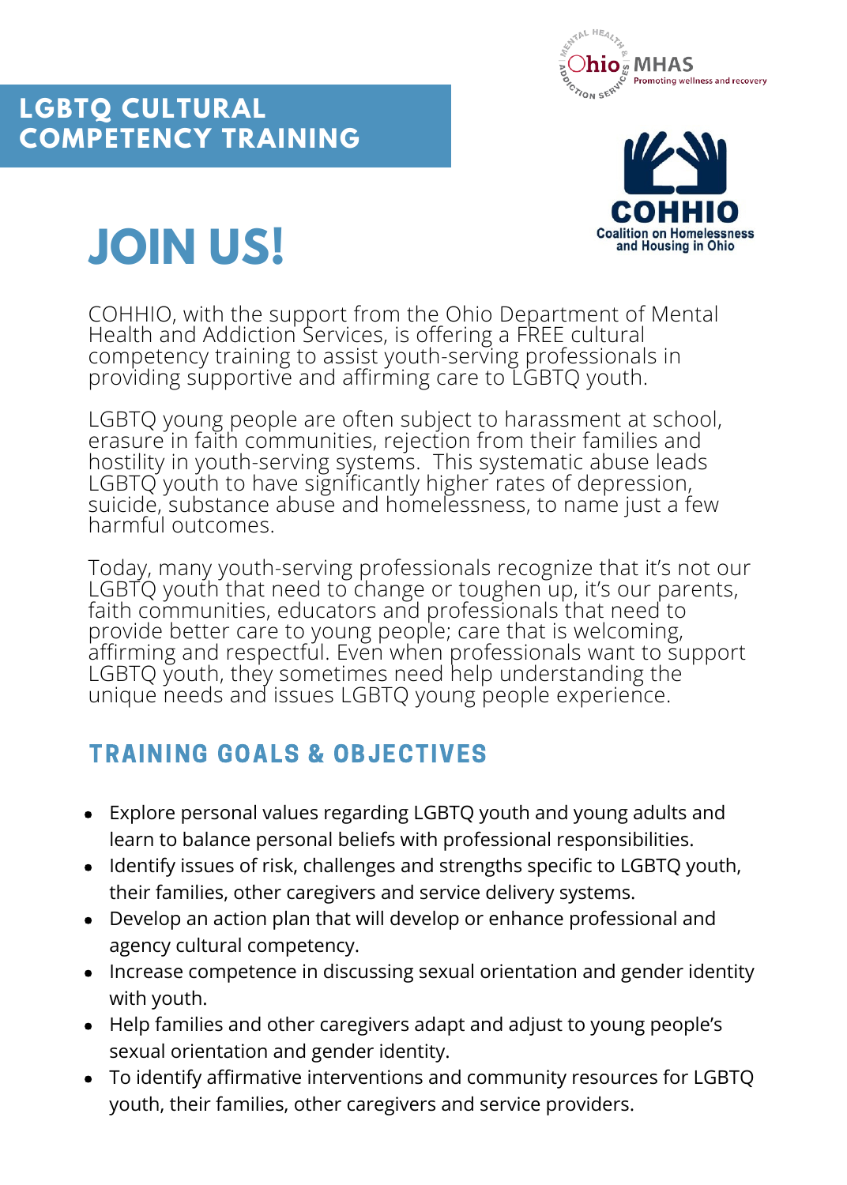# LGBTQ CULTURAL COMPETENCY TRAINING

Ohio MHAS
Promoting wellness and recovery

COHHIO
Coalition on Homelessness and Housing in Ohio

## JOIN US!

COHHIO, with the support from the Ohio Department of Mental Health and Addiction Services, is offering a FREE cultural competency training to assist youth-serving professionals in providing supportive and affirming care to LGBTQ youth.

LGBTQ young people are often subject to harassment at school, erasure in faith communities, rejection from their families and hostility in youth-serving systems. This systematic abuse leads LGBTQ youth to have significantly higher rates of depression, suicide, substance abuse and homelessness, to name just a few harmful outcomes.

Today, many youth-serving professionals recognize that it's not our LGBTQ youth that need to change or toughen up, it's our parents, faith communities, educators and professionals that need to provide better care to young people; care that is welcoming, affirming and respectful. Even when professionals want to support LGBTQ youth, they sometimes need help understanding the unique needs and issues LGBTQ young people experience.

### TRAINING GOALS & OBJECTIVES

- Explore personal values regarding LGBTQ youth and young adults and learn to balance personal beliefs with professional responsibilities.
- Identify issues of risk, challenges and strengths specific to LGBTQ youth, their families, other caregivers and service delivery systems.
- Develop an action plan that will develop or enhance professional and agency cultural competency.
- Increase competence in discussing sexual orientation and gender identity with youth.
- Help families and other caregivers adapt and adjust to young people's sexual orientation and gender identity.
- To identify affirmative interventions and community resources for LGBTQ youth, their families, other caregivers and service providers.